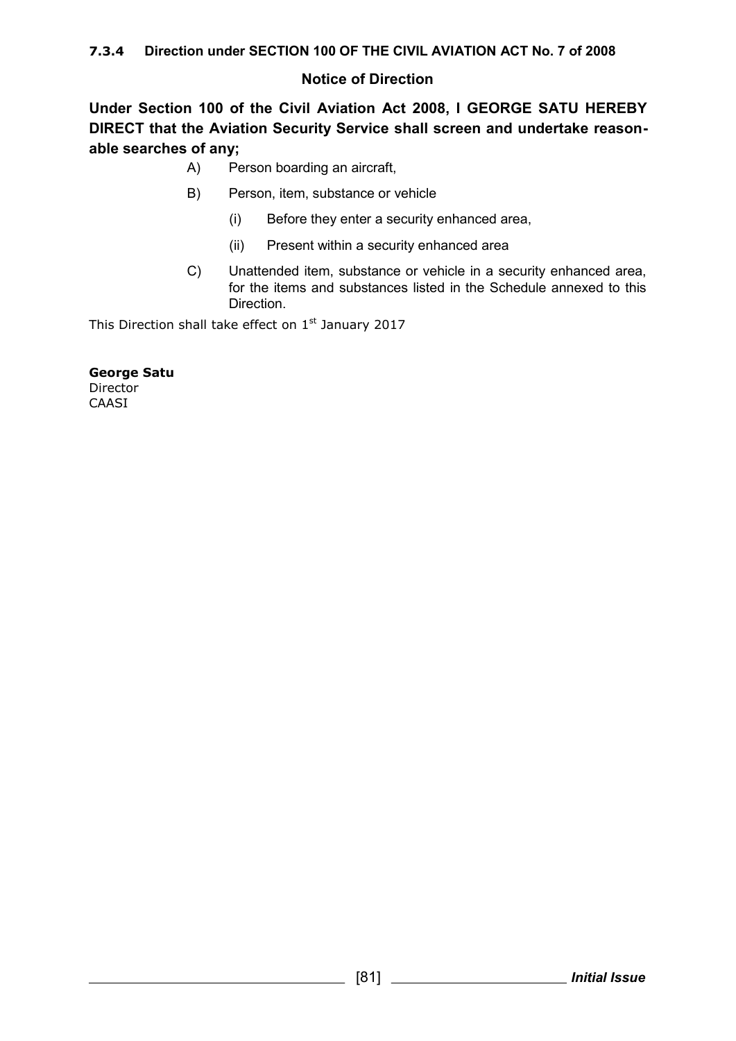### 7.3.4 Direction under SECTION 100 OF THE CIVIL AVIATION ACT No. 7 of 2008

**Notice of Direction**

**Under Section 100 of the Civil Aviation Act 2008, I GEORGE SATU HEREBY DIRECT that the Aviation Security Service shall screen and undertake reasonable searches of any;**

A) Person boarding an aircraft,

B) Person, item, substance or vehicle

  (i) Before they enter a security enhanced area,

  (ii) Present within a security enhanced area

C) Unattended item, substance or vehicle in a security enhanced area, for the items and substances listed in the Schedule annexed to this Direction.

This Direction shall take effect on 1st January 2017

**George Satu**
Director
CAASI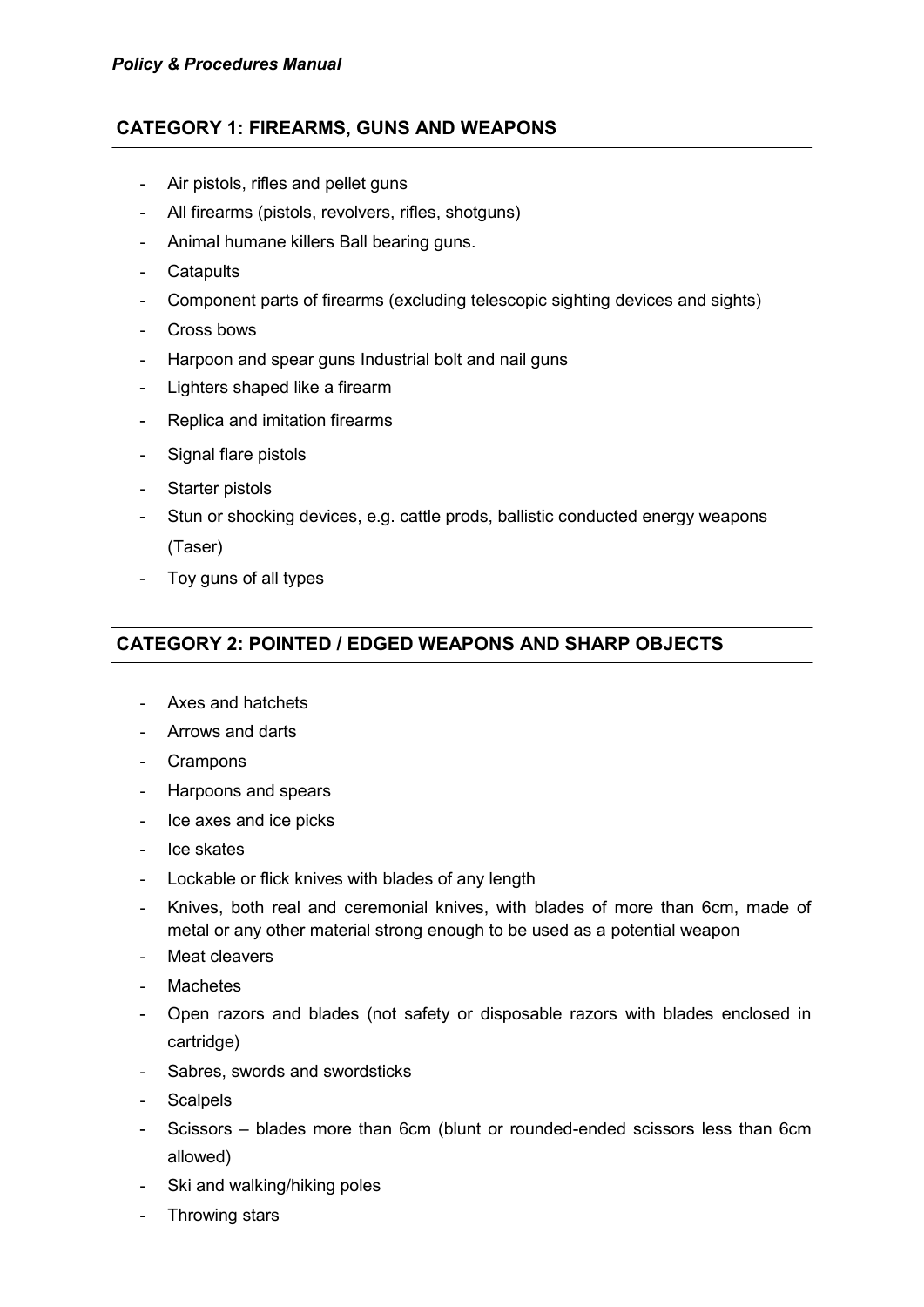## CATEGORY 1: FIREARMS, GUNS AND WEAPONS

- Air pistols, rifles and pellet guns
- All firearms (pistols, revolvers, rifles, shotguns)
- Animal humane killers Ball bearing guns.
- Catapults
- Component parts of firearms (excluding telescopic sighting devices and sights)
- Cross bows
- Harpoon and spear guns Industrial bolt and nail guns
- Lighters shaped like a firearm
- Replica and imitation firearms
- Signal flare pistols
- Starter pistols
- Stun or shocking devices, e.g. cattle prods, ballistic conducted energy weapons (Taser)
- Toy guns of all types

## CATEGORY 2: POINTED / EDGED WEAPONS AND SHARP OBJECTS

- Axes and hatchets
- Arrows and darts
- Crampons
- Harpoons and spears
- Ice axes and ice picks
- Ice skates
- Lockable or flick knives with blades of any length
- Knives, both real and ceremonial knives, with blades of more than 6cm, made of metal or any other material strong enough to be used as a potential weapon
- Meat cleavers
- Machetes
- Open razors and blades (not safety or disposable razors with blades enclosed in cartridge)
- Sabres, swords and swordsticks
- Scalpels
- Scissors – blades more than 6cm (blunt or rounded-ended scissors less than 6cm allowed)
- Ski and walking/hiking poles
- Throwing stars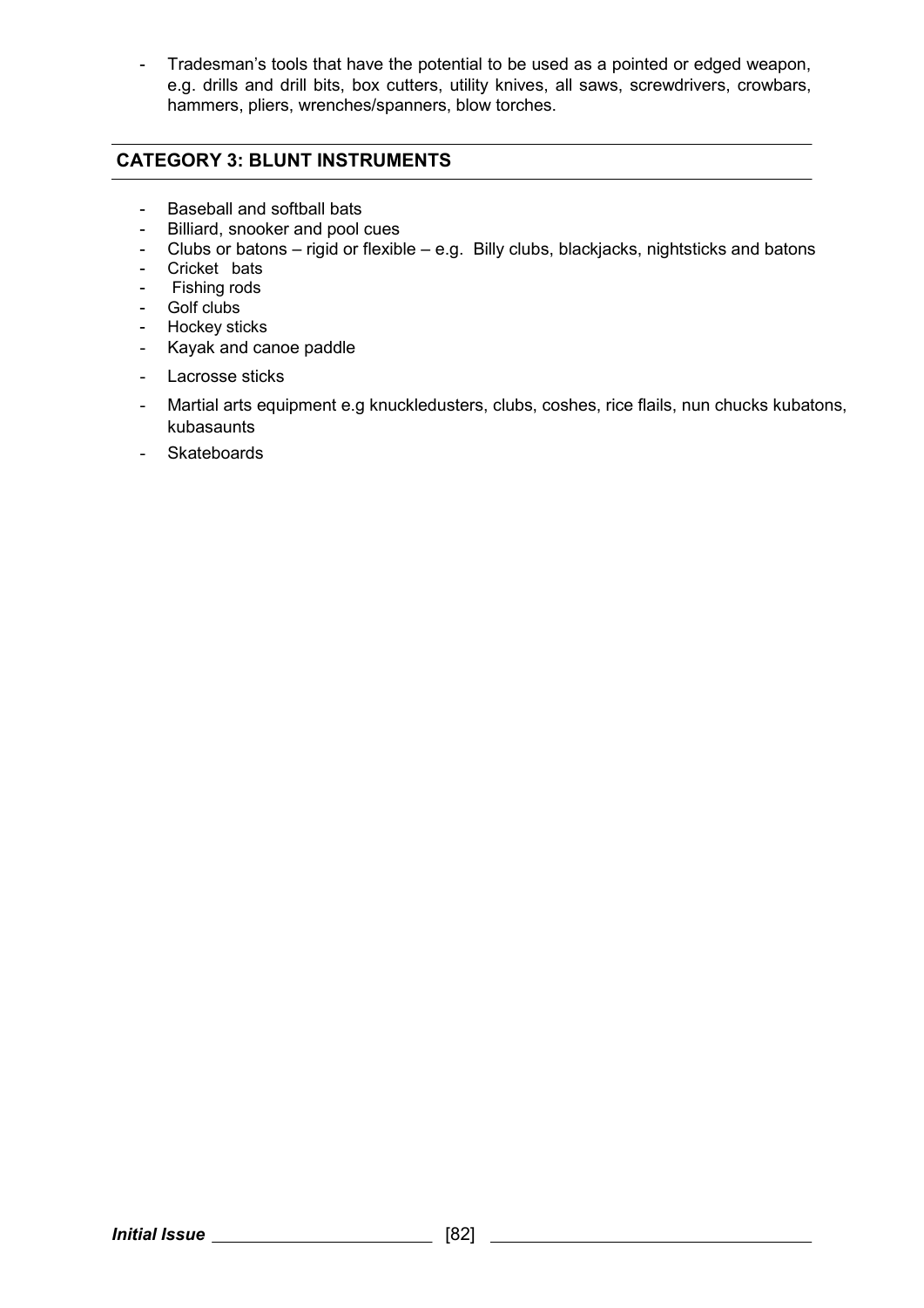- Tradesman's tools that have the potential to be used as a pointed or edged weapon, e.g. drills and drill bits, box cutters, utility knives, all saws, screwdrivers, crowbars, hammers, pliers, wrenches/spanners, blow torches.

## CATEGORY 3: BLUNT INSTRUMENTS

- Baseball and softball bats
- Billiard, snooker and pool cues
- Clubs or batons – rigid or flexible – e.g. Billy clubs, blackjacks, nightsticks and batons
- Cricket bats
- Fishing rods
- Golf clubs
- Hockey sticks
- Kayak and canoe paddle
- Lacrosse sticks
- Martial arts equipment e.g knuckledusters, clubs, coshes, rice flails, nun chucks kubatons, kubasaunts
- Skateboards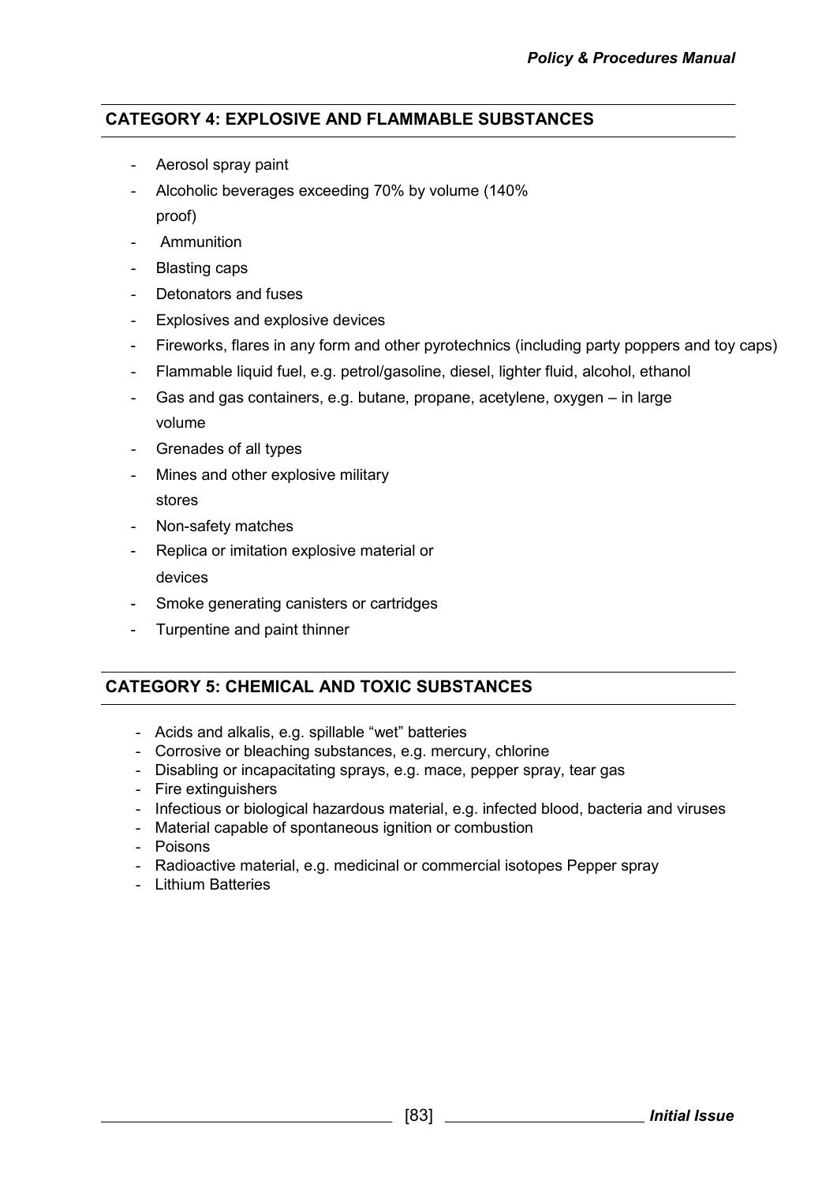## CATEGORY 4: EXPLOSIVE AND FLAMMABLE SUBSTANCES

- Aerosol spray paint
- Alcoholic beverages exceeding 70% by volume (140% proof)
- Ammunition
- Blasting caps
- Detonators and fuses
- Explosives and explosive devices
- Fireworks, flares in any form and other pyrotechnics (including party poppers and toy caps)
- Flammable liquid fuel, e.g. petrol/gasoline, diesel, lighter fluid, alcohol, ethanol
- Gas and gas containers, e.g. butane, propane, acetylene, oxygen – in large volume
- Grenades of all types
- Mines and other explosive military stores
- Non-safety matches
- Replica or imitation explosive material or devices
- Smoke generating canisters or cartridges
- Turpentine and paint thinner

## CATEGORY 5: CHEMICAL AND TOXIC SUBSTANCES

- Acids and alkalis, e.g. spillable "wet" batteries
- Corrosive or bleaching substances, e.g. mercury, chlorine
- Disabling or incapacitating sprays, e.g. mace, pepper spray, tear gas
- Fire extinguishers
- Infectious or biological hazardous material, e.g. infected blood, bacteria and viruses
- Material capable of spontaneous ignition or combustion
- Poisons
- Radioactive material, e.g. medicinal or commercial isotopes Pepper spray
- Lithium Batteries